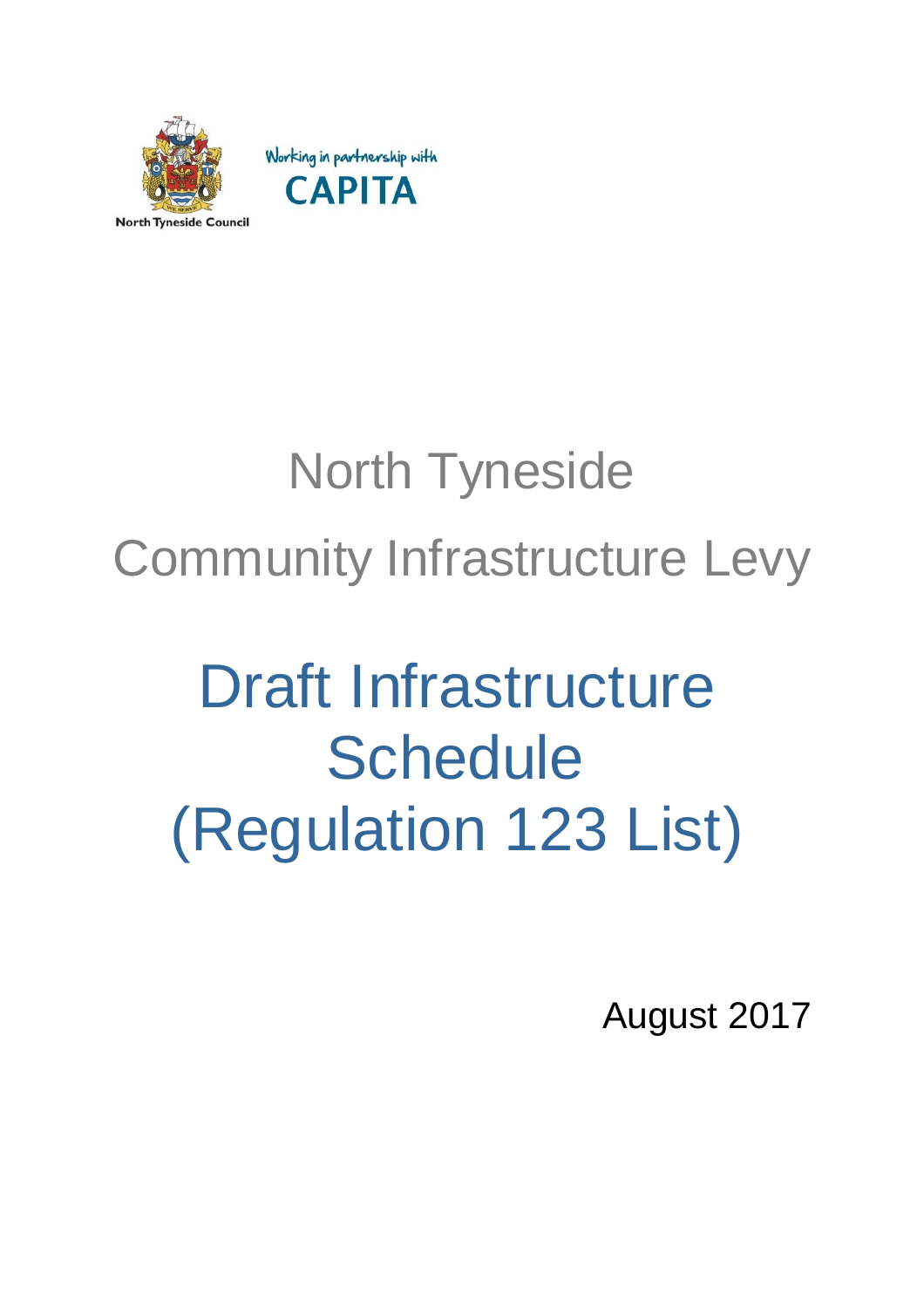North Tyneside Council

Working in partnership with CAPITA

# North Tyneside Community Infrastructure Levy

# Draft Infrastructure Schedule (Regulation 123 List)

August 2017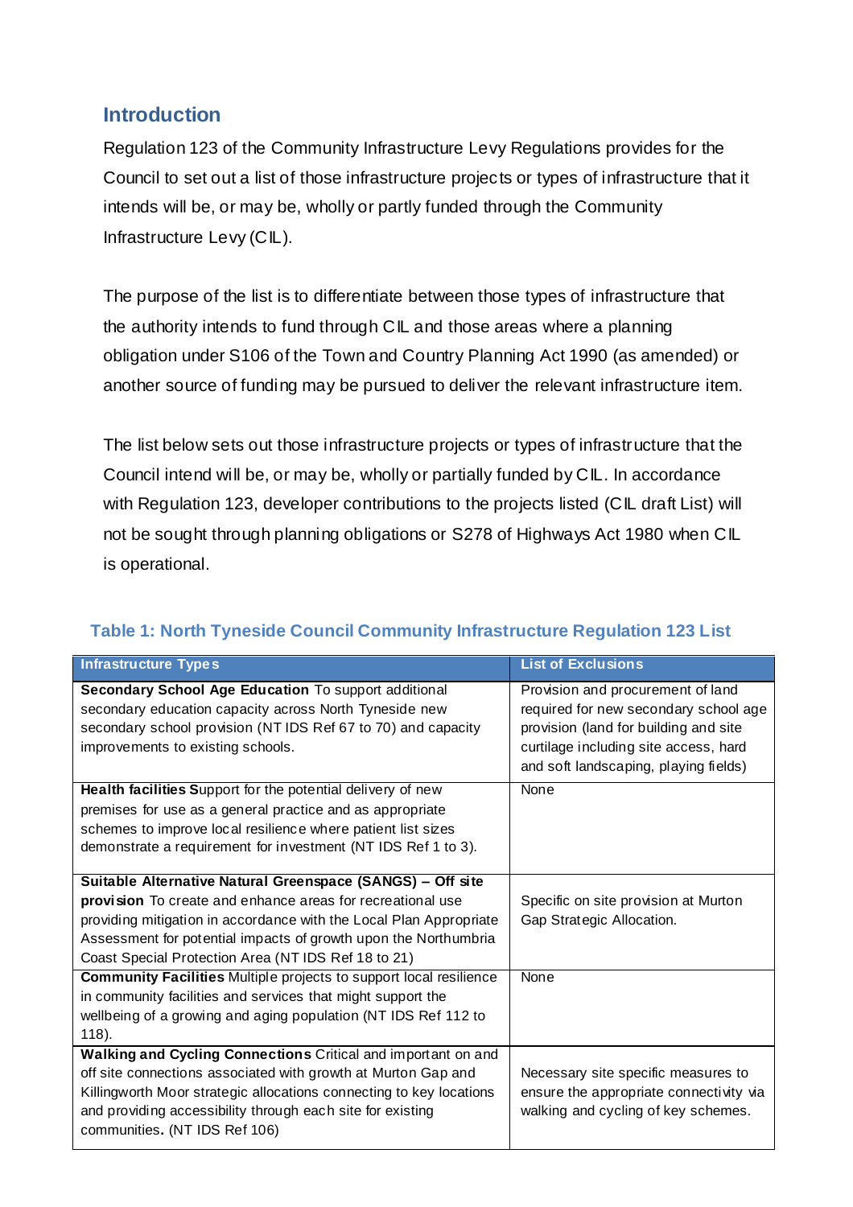## Introduction

Regulation 123 of the Community Infrastructure Levy Regulations provides for the Council to set out a list of those infrastructure projects or types of infrastructure that it intends will be, or may be, wholly or partly funded through the Community Infrastructure Levy (CIL).

The purpose of the list is to differentiate between those types of infrastructure that the authority intends to fund through CIL and those areas where a planning obligation under S106 of the Town and Country Planning Act 1990 (as amended) or another source of funding may be pursued to deliver the relevant infrastructure item.

The list below sets out those infrastructure projects or types of infrastructure that the Council intend will be, or may be, wholly or partially funded by CIL. In accordance with Regulation 123, developer contributions to the projects listed (CIL draft List) will not be sought through planning obligations or S278 of Highways Act 1980 when CIL is operational.

### Table 1: North Tyneside Council Community Infrastructure Regulation 123 List

| Infrastructure Types | List of Exclusions |
|---|---|
| **Secondary School Age Education** To support additional secondary education capacity across North Tyneside new secondary school provision (NT IDS Ref 67 to 70) and capacity improvements to existing schools. | Provision and procurement of land required for new secondary school age provision (land for building and site curtilage including site access, hard and soft landscaping, playing fields) |
| **Health facilities S**upport for the potential delivery of new premises for use as a general practice and as appropriate schemes to improve local resilience where patient list sizes demonstrate a requirement for investment (NT IDS Ref 1 to 3). | None |
| **Suitable Alternative Natural Greenspace (SANGS) – Off site provision** To create and enhance areas for recreational use providing mitigation in accordance with the Local Plan Appropriate Assessment for potential impacts of growth upon the Northumbria Coast Special Protection Area (NT IDS Ref 18 to 21) | Specific on site provision at Murton Gap Strategic Allocation. |
| **Community Facilities** Multiple projects to support local resilience in community facilities and services that might support the wellbeing of a growing and aging population (NT IDS Ref 112 to 118). | None |
| **Walking and Cycling Connections** Critical and important on and off site connections associated with growth at Murton Gap and Killingworth Moor strategic allocations connecting to key locations and providing accessibility through each site for existing communities**.** (NT IDS Ref 106) | Necessary site specific measures to ensure the appropriate connectivity via walking and cycling of key schemes. |